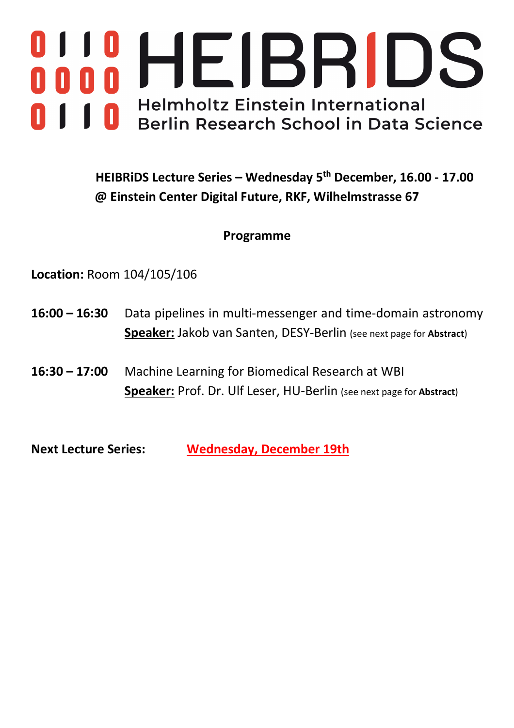# HEIBRiDS

Helmholtz Einstein International Berlin Research School in Data Science

**HEIBRiDS Lecture Series – Wednesday 5th December, 16.00 - 17.00**
**@ Einstein Center Digital Future, RKF, Wilhelmstrasse 67**

## Programme

**Location:** Room 104/105/106

**16:00 – 16:30** Data pipelines in multi-messenger and time-domain astronomy
**Speaker:** Jakob van Santen, DESY-Berlin (see next page for **Abstract**)

**16:30 – 17:00** Machine Learning for Biomedical Research at WBI
**Speaker:** Prof. Dr. Ulf Leser, HU-Berlin (see next page for **Abstract**)

**Next Lecture Series:** **Wednesday, December 19th**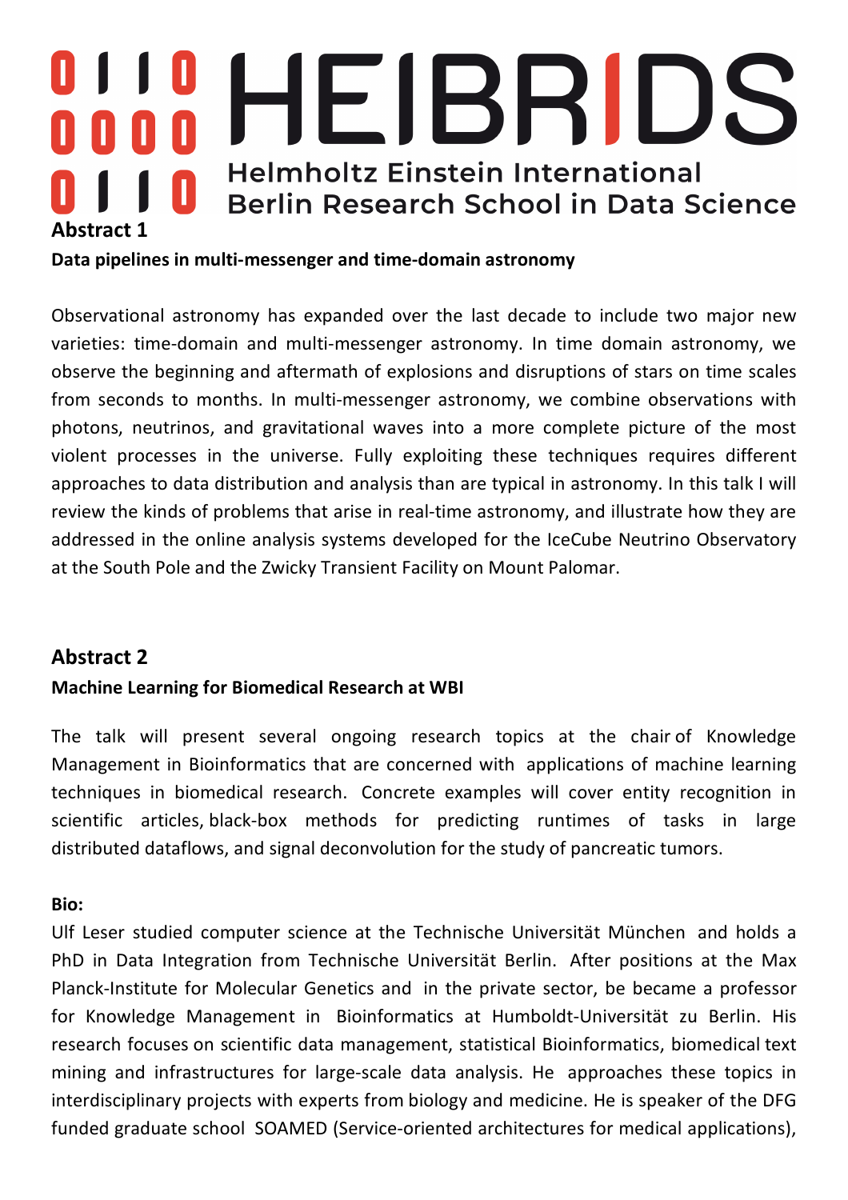**Abstract 1**

**Data pipelines in multi-messenger and time-domain astronomy**

Observational astronomy has expanded over the last decade to include two major new varieties: time-domain and multi-messenger astronomy. In time domain astronomy, we observe the beginning and aftermath of explosions and disruptions of stars on time scales from seconds to months. In multi-messenger astronomy, we combine observations with photons, neutrinos, and gravitational waves into a more complete picture of the most violent processes in the universe. Fully exploiting these techniques requires different approaches to data distribution and analysis than are typical in astronomy. In this talk I will review the kinds of problems that arise in real-time astronomy, and illustrate how they are addressed in the online analysis systems developed for the IceCube Neutrino Observatory at the South Pole and the Zwicky Transient Facility on Mount Palomar.

**Abstract 2**

**Machine Learning for Biomedical Research at WBI**

The talk will present several ongoing research topics at the chair of Knowledge Management in Bioinformatics that are concerned with applications of machine learning techniques in biomedical research. Concrete examples will cover entity recognition in scientific articles, black-box methods for predicting runtimes of tasks in large distributed dataflows, and signal deconvolution for the study of pancreatic tumors.

**Bio:**

Ulf Leser studied computer science at the Technische Universität München and holds a PhD in Data Integration from Technische Universität Berlin. After positions at the Max Planck-Institute for Molecular Genetics and in the private sector, be became a professor for Knowledge Management in Bioinformatics at Humboldt-Universität zu Berlin. His research focuses on scientific data management, statistical Bioinformatics, biomedical text mining and infrastructures for large-scale data analysis. He approaches these topics in interdisciplinary projects with experts from biology and medicine. He is speaker of the DFG funded graduate school SOAMED (Service-oriented architectures for medical applications),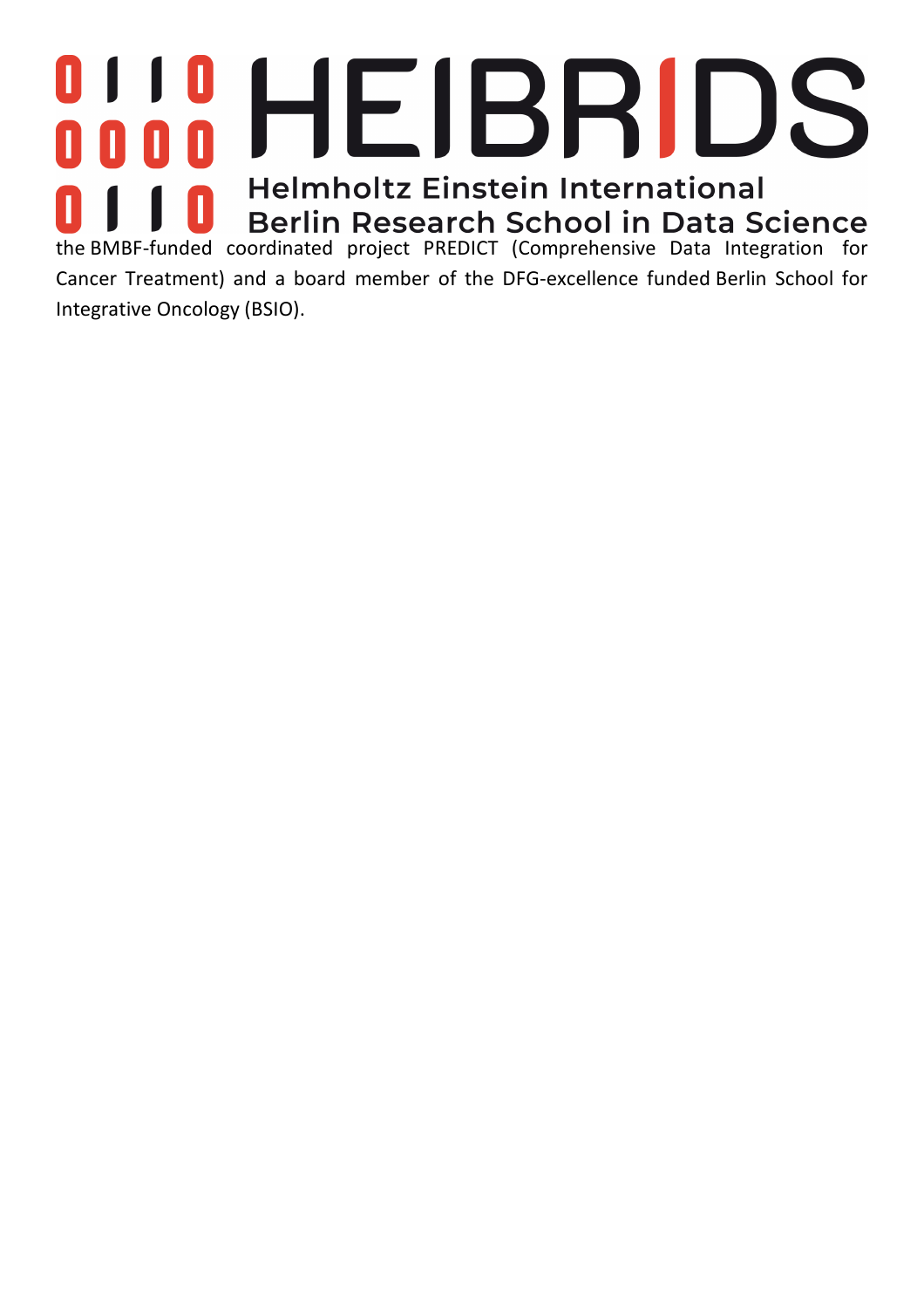the BMBF-funded coordinated project PREDICT (Comprehensive Data Integration for Cancer Treatment) and a board member of the DFG-excellence funded Berlin School for Integrative Oncology (BSIO).